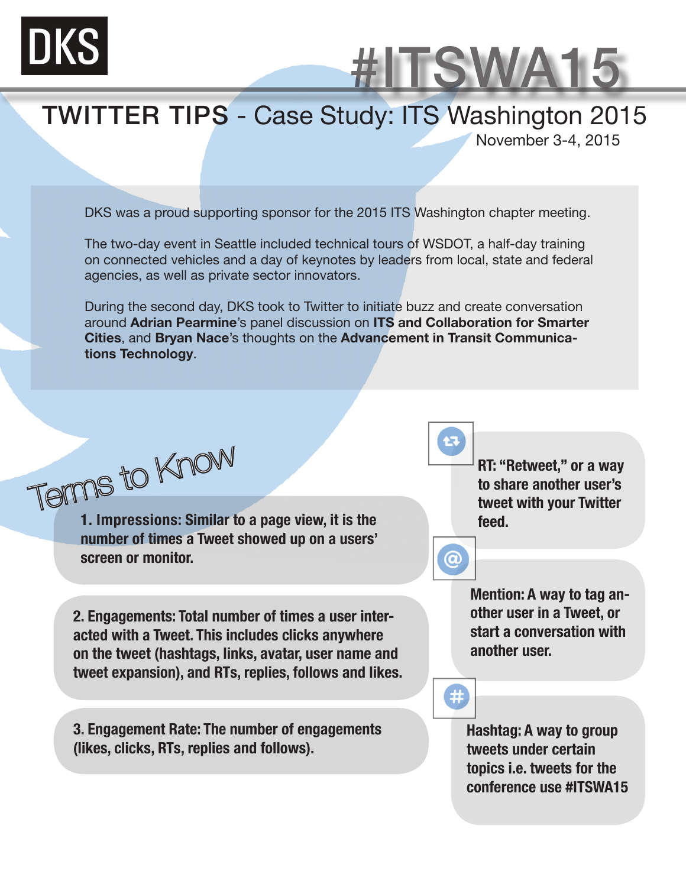DKS

# #ITSWA15

## TWITTER TIPS - Case Study: ITS Washington 2015

November 3-4, 2015

DKS was a proud supporting sponsor for the 2015 ITS Washington chapter meeting.

The two-day event in Seattle included technical tours of WSDOT, a half-day training on connected vehicles and a day of keynotes by leaders from local, state and federal agencies, as well as private sector innovators.

During the second day, DKS took to Twitter to initiate buzz and create conversation around **Adrian Pearmine**'s panel discussion on **ITS and Collaboration for Smarter Cities**, and **Bryan Nace**'s thoughts on the **Advancement in Transit Communications Technology**.

## Terms to Know

**1. Impressions: Similar to a page view, it is the number of times a Tweet showed up on a users' screen or monitor.**

**2. Engagements: Total number of times a user interacted with a Tweet. This includes clicks anywhere on the tweet (hashtags, links, avatar, user name and tweet expansion), and RTs, replies, follows and likes.**

**3. Engagement Rate: The number of engagements (likes, clicks, RTs, replies and follows).**

**RT: "Retweet," or a way to share another user's tweet with your Twitter feed.**

**Mention: A way to tag another user in a Tweet, or start a conversation with another user.**

**Hashtag: A way to group tweets under certain topics i.e. tweets for the conference use #ITSWA15**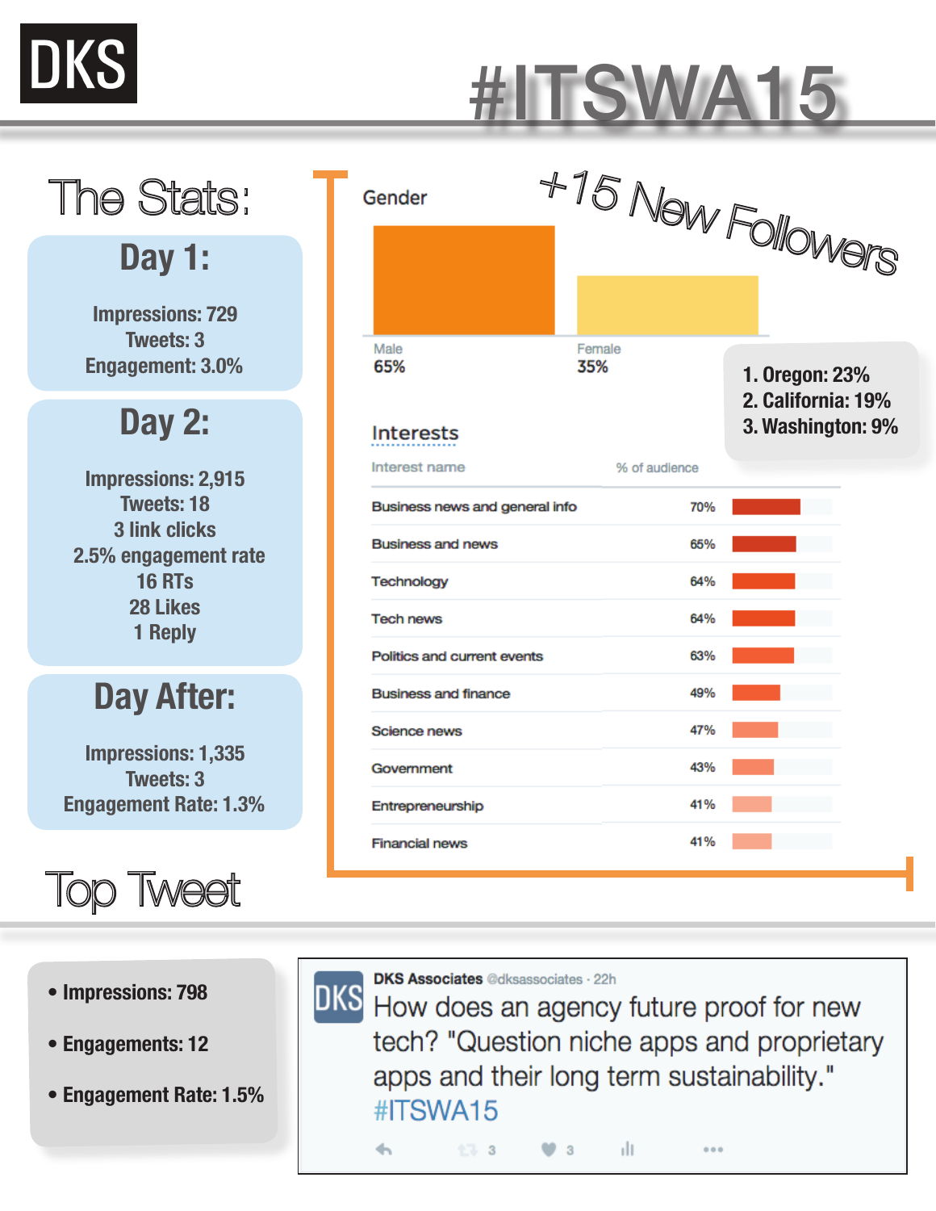DKS

# #ITSWA15

## The Stats:

### Day 1:

Impressions: 729
Tweets: 3
Engagement: 3.0%

### Day 2:

Impressions: 2,915
Tweets: 18
3 link clicks
2.5% engagement rate
16 RTs
28 Likes
1 Reply

### Day After:

Impressions: 1,335
Tweets: 3
Engagement Rate: 1.3%

+15 New Followers

**Gender**

| Male | Female |
|---|---|
| 65% | 35% |

1. Oregon: 23%
2. California: 19%
3. Washington: 9%

**Interests**

| Interest name | % of audience |
|---|---|
| Business news and general info | 70% |
| Business and news | 65% |
| Technology | 64% |
| Tech news | 64% |
| Politics and current events | 63% |
| Business and finance | 49% |
| Science news | 47% |
| Government | 43% |
| Entrepreneurship | 41% |
| Financial news | 41% |

## Top Tweet

- Impressions: 798
- Engagements: 12
- Engagement Rate: 1.5%

DKS Associates @dksassociates · 22h

How does an agency future proof for new tech? "Question niche apps and proprietary apps and their long term sustainability." #ITSWA15

3 3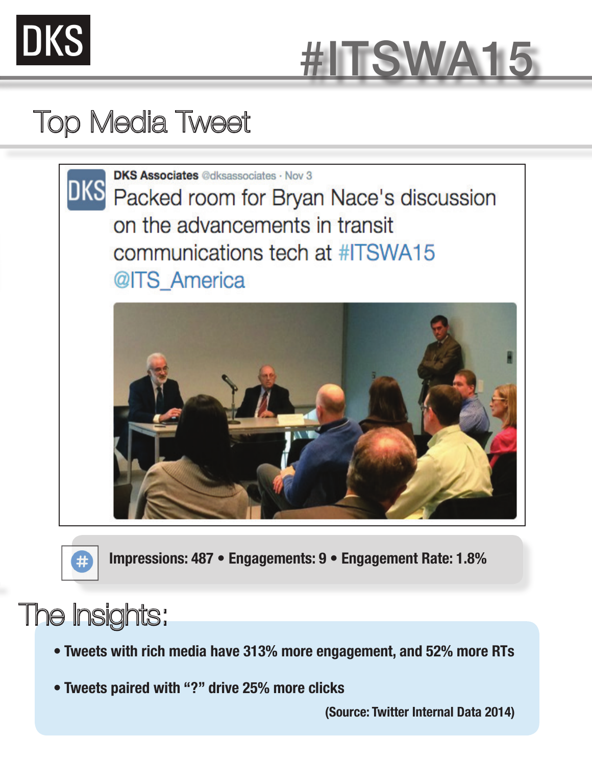DKS

# #ITSWA15

## Top Media Tweet

**DKS Associates** @dksassociates · Nov 3

Packed room for Bryan Nace's discussion on the advancements in transit communications tech at #ITSWA15 @ITS_America

**Impressions: 487 • Engagements: 9 • Engagement Rate: 1.8%**

## The Insights:

- **Tweets with rich media have 313% more engagement, and 52% more RTs**
- **Tweets paired with "?" drive 25% more clicks**

**(Source: Twitter Internal Data 2014)**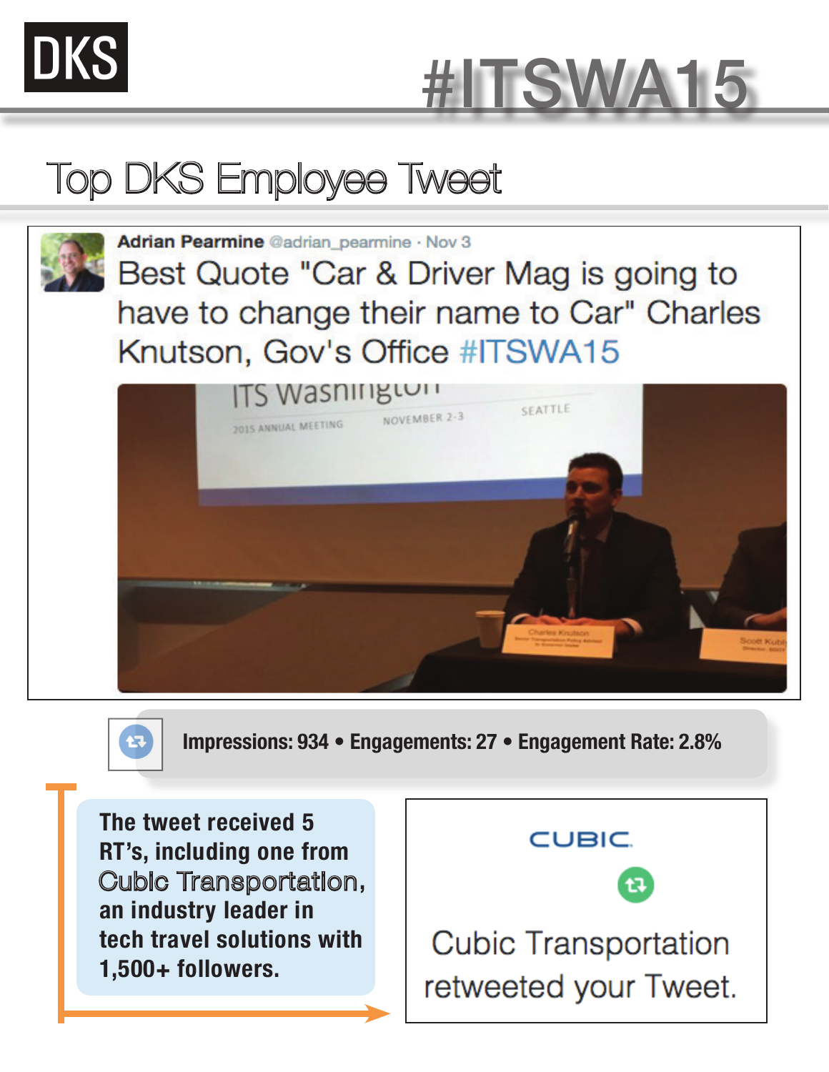DKS

# #ITSWA15

## Top DKS Employee Tweet

**Adrian Pearmine** @adrian_pearmine · Nov 3

Best Quote "Car & Driver Mag is going to have to change their name to Car" Charles Knutson, Gov's Office #ITSWA15

**Impressions: 934 • Engagements: 27 • Engagement Rate: 2.8%**

**The tweet received 5 RT's, including one from Cubic Transportation, an industry leader in tech travel solutions with 1,500+ followers.**

CUBIC

Cubic Transportation retweeted your Tweet.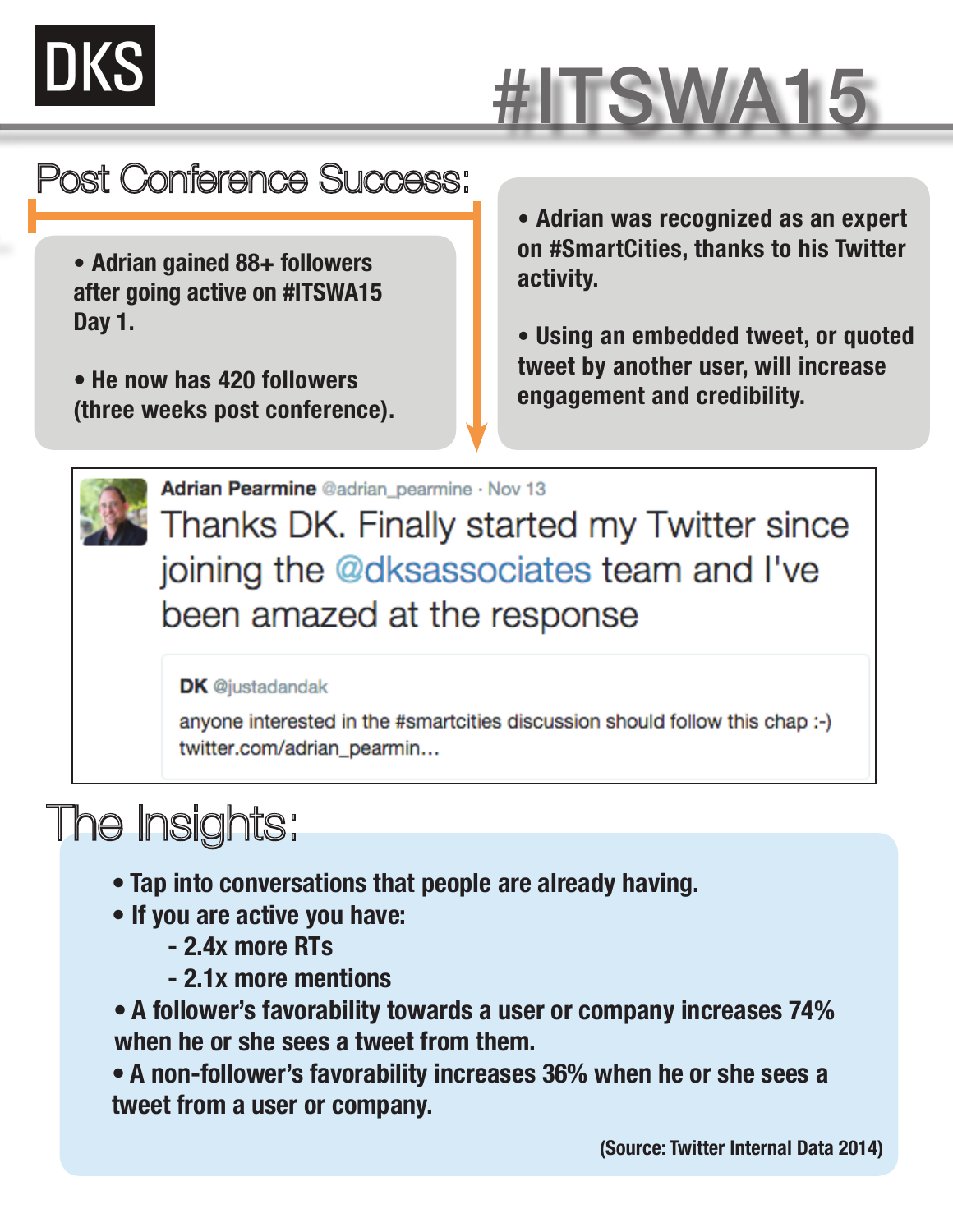DKS

# #ITSWA15

## Post Conference Success:

- Adrian gained 88+ followers after going active on #ITSWA15 Day 1.
- He now has 420 followers (three weeks post conference).

- Adrian was recognized as an expert on #SmartCities, thanks to his Twitter activity.
- Using an embedded tweet, or quoted tweet by another user, will increase engagement and credibility.

> **Adrian Pearmine** @adrian_pearmine · Nov 13
>
> Thanks DK. Finally started my Twitter since joining the @dksassociates team and I've been amazed at the response
>
> > **DK** @justadandak
> >
> > anyone interested in the #smartcities discussion should follow this chap :-)
> > twitter.com/adrian_pearmin...

## The Insights:

- Tap into conversations that people are already having.
- If you are active you have:
  - 2.4x more RTs
  - 2.1x more mentions
- A follower's favorability towards a user or company increases 74% when he or she sees a tweet from them.
- A non-follower's favorability increases 36% when he or she sees a tweet from a user or company.

(Source: Twitter Internal Data 2014)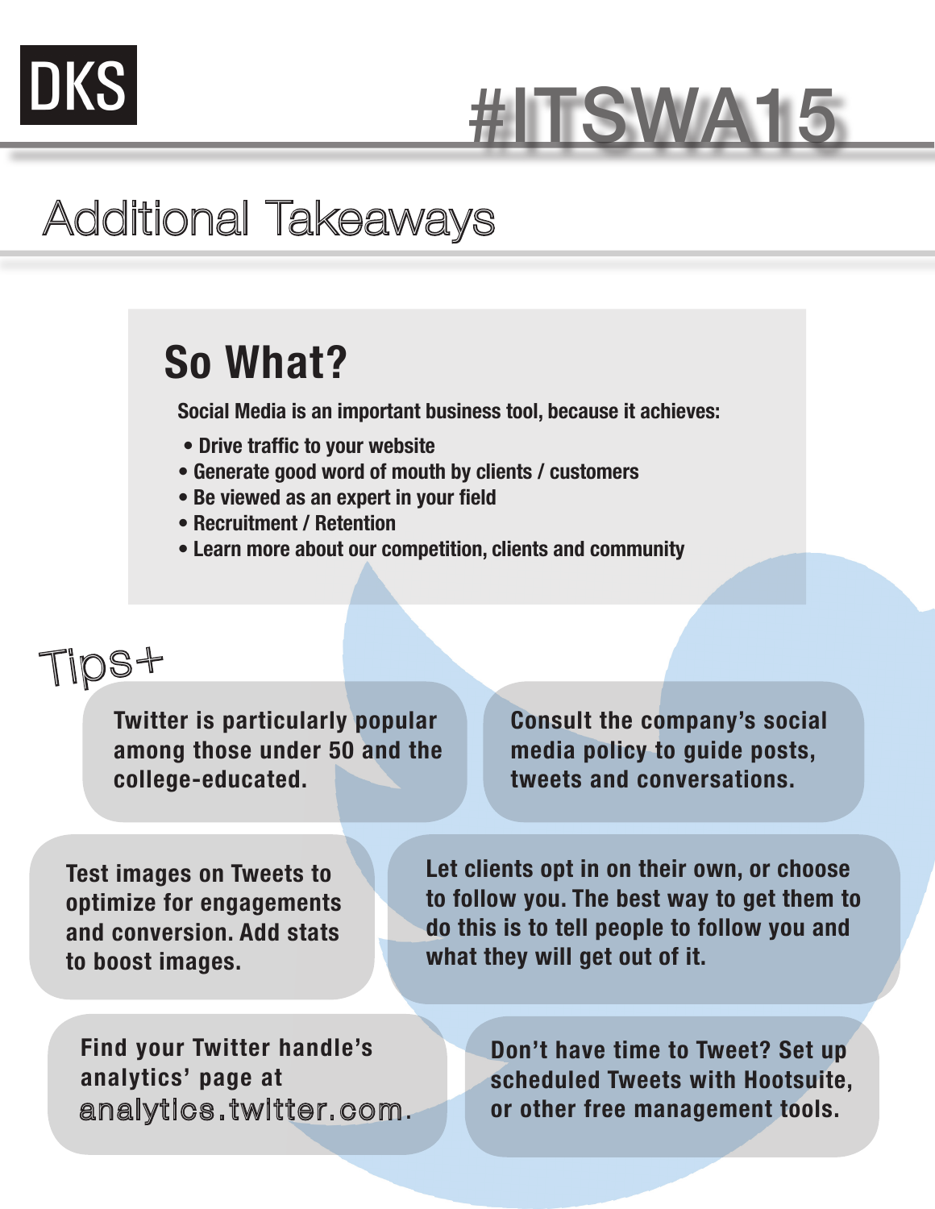DKS

# #ITSWA15

## Additional Takeaways

### So What?

**Social Media is an important business tool, because it achieves:**

- **Drive traffic to your website**
- **Generate good word of mouth by clients / customers**
- **Be viewed as an expert in your field**
- **Recruitment / Retention**
- **Learn more about our competition, clients and community**

## Tips+

**Twitter is particularly popular among those under 50 and the college-educated.**

**Consult the company's social media policy to guide posts, tweets and conversations.**

**Test images on Tweets to optimize for engagements and conversion. Add stats to boost images.**

**Let clients opt in on their own, or choose to follow you. The best way to get them to do this is to tell people to follow you and what they will get out of it.**

**Find your Twitter handle's analytics' page at** analytics.twitter.com.

**Don't have time to Tweet? Set up scheduled Tweets with Hootsuite, or other free management tools.**